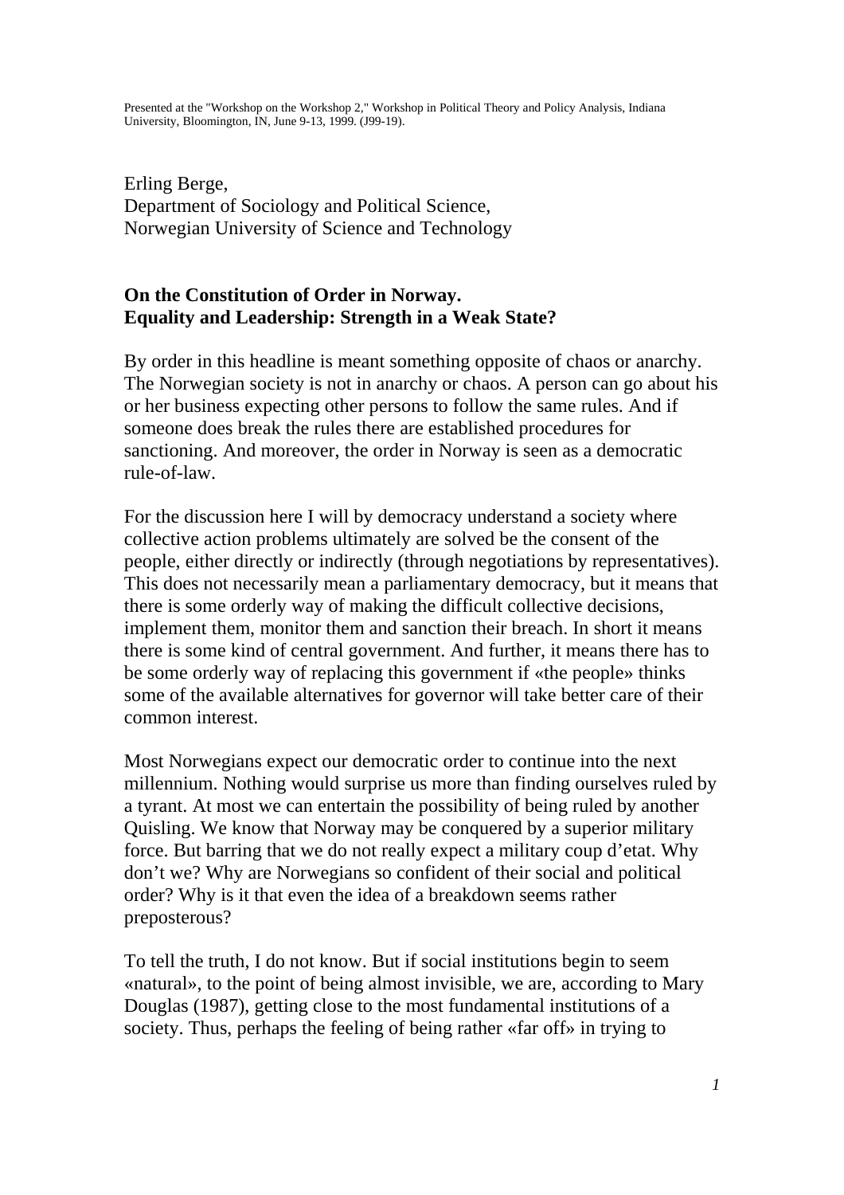Presented at the "Workshop on the Workshop 2," Workshop in Political Theory and Policy Analysis, Indiana University, Bloomington, IN, June 9-13, 1999. (J99-19).

Erling Berge,
Department of Sociology and Political Science,
Norwegian University of Science and Technology

# On the Constitution of Order in Norway. Equality and Leadership: Strength in a Weak State?

By order in this headline is meant something opposite of chaos or anarchy. The Norwegian society is not in anarchy or chaos. A person can go about his or her business expecting other persons to follow the same rules. And if someone does break the rules there are established procedures for sanctioning. And moreover, the order in Norway is seen as a democratic rule-of-law.

For the discussion here I will by democracy understand a society where collective action problems ultimately are solved be the consent of the people, either directly or indirectly (through negotiations by representatives). This does not necessarily mean a parliamentary democracy, but it means that there is some orderly way of making the difficult collective decisions, implement them, monitor them and sanction their breach. In short it means there is some kind of central government. And further, it means there has to be some orderly way of replacing this government if «the people» thinks some of the available alternatives for governor will take better care of their common interest.

Most Norwegians expect our democratic order to continue into the next millennium. Nothing would surprise us more than finding ourselves ruled by a tyrant. At most we can entertain the possibility of being ruled by another Quisling. We know that Norway may be conquered by a superior military force. But barring that we do not really expect a military coup d'etat. Why don't we? Why are Norwegians so confident of their social and political order? Why is it that even the idea of a breakdown seems rather preposterous?

To tell the truth, I do not know. But if social institutions begin to seem «natural», to the point of being almost invisible, we are, according to Mary Douglas (1987), getting close to the most fundamental institutions of a society. Thus, perhaps the feeling of being rather «far off» in trying to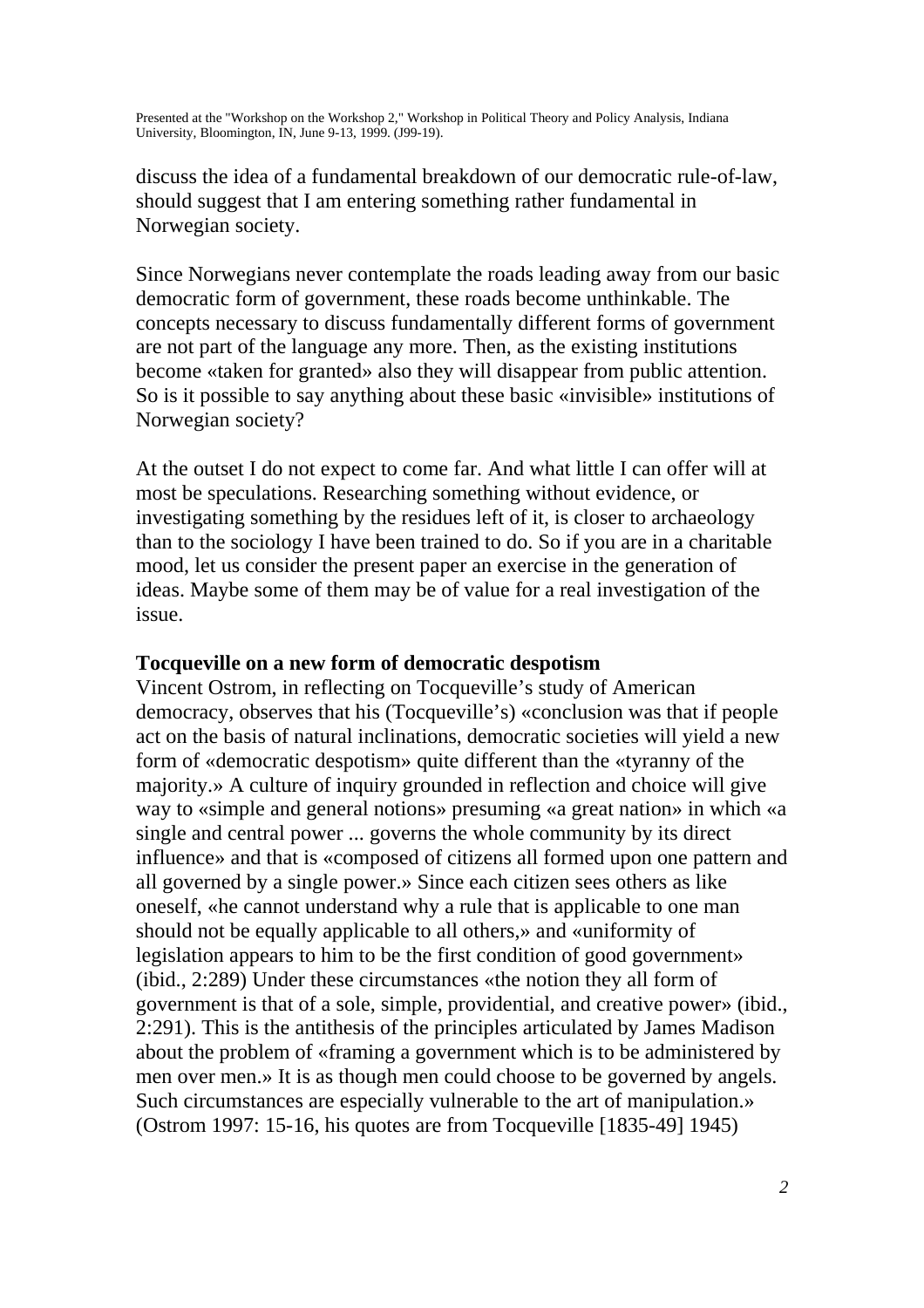discuss the idea of a fundamental breakdown of our democratic rule-of-law, should suggest that I am entering something rather fundamental in Norwegian society.

Since Norwegians never contemplate the roads leading away from our basic democratic form of government, these roads become unthinkable. The concepts necessary to discuss fundamentally different forms of government are not part of the language any more. Then, as the existing institutions become «taken for granted» also they will disappear from public attention. So is it possible to say anything about these basic «invisible» institutions of Norwegian society?

At the outset I do not expect to come far. And what little I can offer will at most be speculations. Researching something without evidence, or investigating something by the residues left of it, is closer to archaeology than to the sociology I have been trained to do. So if you are in a charitable mood, let us consider the present paper an exercise in the generation of ideas. Maybe some of them may be of value for a real investigation of the issue.

### Tocqueville on a new form of democratic despotism

Vincent Ostrom, in reflecting on Tocqueville's study of American democracy, observes that his (Tocqueville's) «conclusion was that if people act on the basis of natural inclinations, democratic societies will yield a new form of «democratic despotism» quite different than the «tyranny of the majority.» A culture of inquiry grounded in reflection and choice will give way to «simple and general notions» presuming «a great nation» in which «a single and central power ... governs the whole community by its direct influence» and that is «composed of citizens all formed upon one pattern and all governed by a single power.» Since each citizen sees others as like oneself, «he cannot understand why a rule that is applicable to one man should not be equally applicable to all others,» and «uniformity of legislation appears to him to be the first condition of good government» (ibid., 2:289) Under these circumstances «the notion they all form of government is that of a sole, simple, providential, and creative power» (ibid., 2:291). This is the antithesis of the principles articulated by James Madison about the problem of «framing a government which is to be administered by men over men.» It is as though men could choose to be governed by angels. Such circumstances are especially vulnerable to the art of manipulation.» (Ostrom 1997: 15-16, his quotes are from Tocqueville [1835-49] 1945)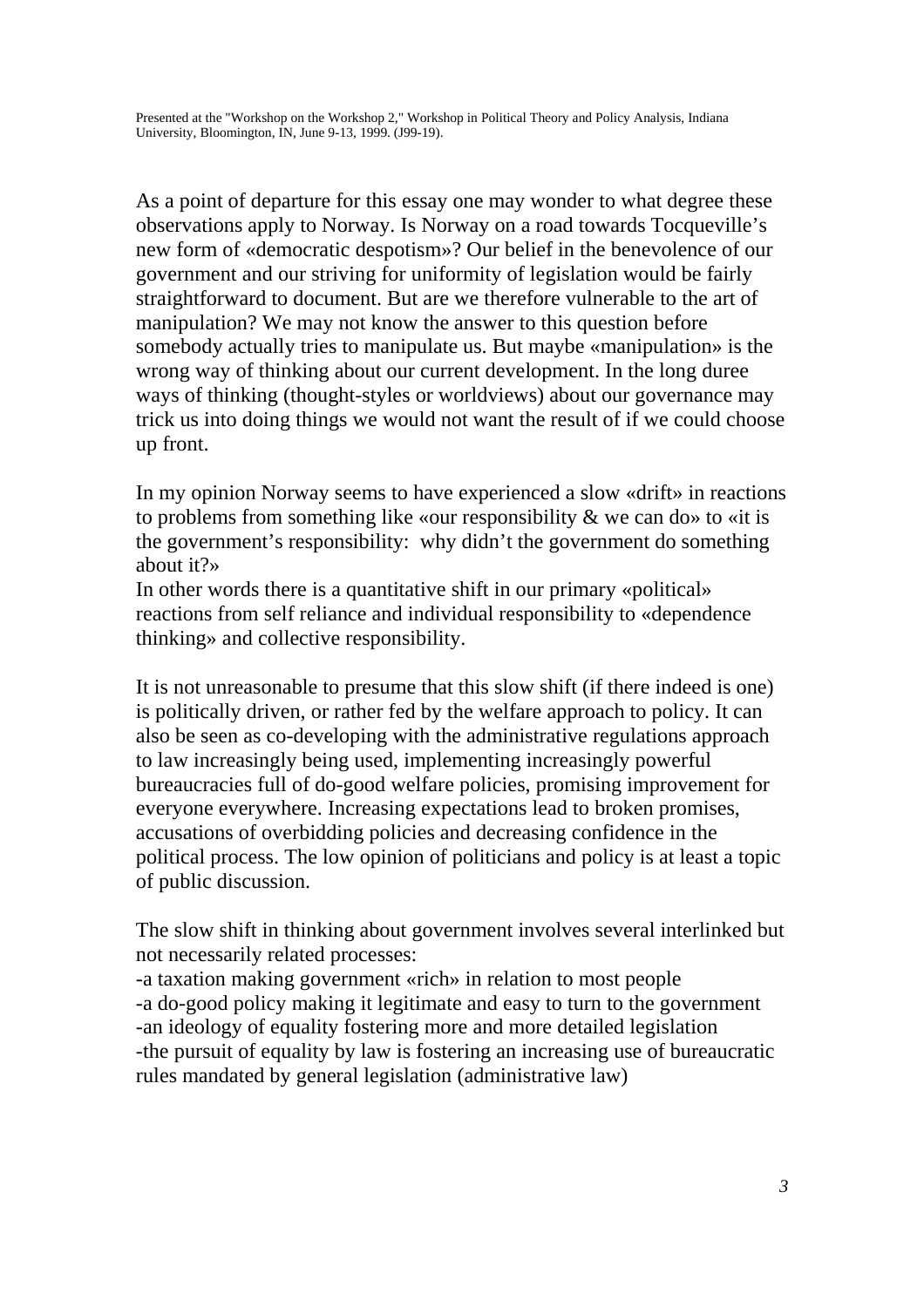As a point of departure for this essay one may wonder to what degree these observations apply to Norway. Is Norway on a road towards Tocqueville's new form of «democratic despotism»? Our belief in the benevolence of our government and our striving for uniformity of legislation would be fairly straightforward to document. But are we therefore vulnerable to the art of manipulation? We may not know the answer to this question before somebody actually tries to manipulate us. But maybe «manipulation» is the wrong way of thinking about our current development. In the long duree ways of thinking (thought-styles or worldviews) about our governance may trick us into doing things we would not want the result of if we could choose up front.

In my opinion Norway seems to have experienced a slow «drift» in reactions to problems from something like «our responsibility & we can do» to «it is the government's responsibility: why didn't the government do something about it?»
In other words there is a quantitative shift in our primary «political» reactions from self reliance and individual responsibility to «dependence thinking» and collective responsibility.

It is not unreasonable to presume that this slow shift (if there indeed is one) is politically driven, or rather fed by the welfare approach to policy. It can also be seen as co-developing with the administrative regulations approach to law increasingly being used, implementing increasingly powerful bureaucracies full of do-good welfare policies, promising improvement for everyone everywhere. Increasing expectations lead to broken promises, accusations of overbidding policies and decreasing confidence in the political process. The low opinion of politicians and policy is at least a topic of public discussion.

The slow shift in thinking about government involves several interlinked but not necessarily related processes:
-a taxation making government «rich» in relation to most people
-a do-good policy making it legitimate and easy to turn to the government
-an ideology of equality fostering more and more detailed legislation
-the pursuit of equality by law is fostering an increasing use of bureaucratic rules mandated by general legislation (administrative law)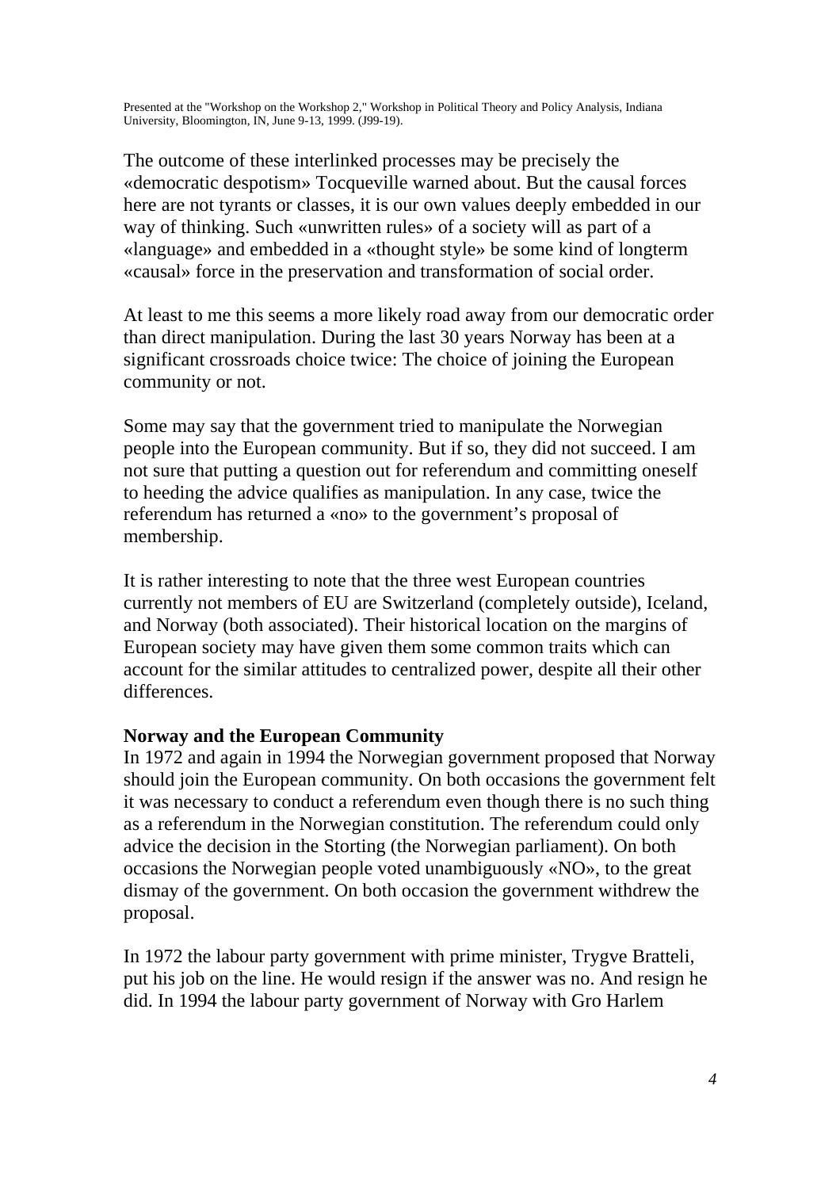The outcome of these interlinked processes may be precisely the «democratic despotism» Tocqueville warned about. But the causal forces here are not tyrants or classes, it is our own values deeply embedded in our way of thinking. Such «unwritten rules» of a society will as part of a «language» and embedded in a «thought style» be some kind of longterm «causal» force in the preservation and transformation of social order.

At least to me this seems a more likely road away from our democratic order than direct manipulation. During the last 30 years Norway has been at a significant crossroads choice twice: The choice of joining the European community or not.

Some may say that the government tried to manipulate the Norwegian people into the European community. But if so, they did not succeed. I am not sure that putting a question out for referendum and committing oneself to heeding the advice qualifies as manipulation. In any case, twice the referendum has returned a «no» to the government's proposal of membership.

It is rather interesting to note that the three west European countries currently not members of EU are Switzerland (completely outside), Iceland, and Norway (both associated). Their historical location on the margins of European society may have given them some common traits which can account for the similar attitudes to centralized power, despite all their other differences.

**Norway and the European Community**

In 1972 and again in 1994 the Norwegian government proposed that Norway should join the European community. On both occasions the government felt it was necessary to conduct a referendum even though there is no such thing as a referendum in the Norwegian constitution. The referendum could only advice the decision in the Storting (the Norwegian parliament). On both occasions the Norwegian people voted unambiguously «NO», to the great dismay of the government. On both occasion the government withdrew the proposal.

In 1972 the labour party government with prime minister, Trygve Bratteli, put his job on the line. He would resign if the answer was no. And resign he did. In 1994 the labour party government of Norway with Gro Harlem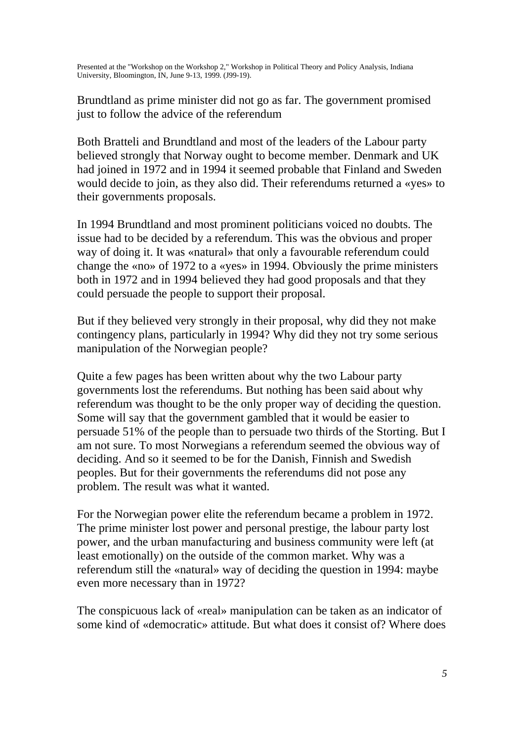Brundtland as prime minister did not go as far. The government promised just to follow the advice of the referendum

Both Bratteli and Brundtland and most of the leaders of the Labour party believed strongly that Norway ought to become member. Denmark and UK had joined in 1972 and in 1994 it seemed probable that Finland and Sweden would decide to join, as they also did. Their referendums returned a «yes» to their governments proposals.

In 1994 Brundtland and most prominent politicians voiced no doubts. The issue had to be decided by a referendum. This was the obvious and proper way of doing it. It was «natural» that only a favourable referendum could change the «no» of 1972 to a «yes» in 1994. Obviously the prime ministers both in 1972 and in 1994 believed they had good proposals and that they could persuade the people to support their proposal.

But if they believed very strongly in their proposal, why did they not make contingency plans, particularly in 1994? Why did they not try some serious manipulation of the Norwegian people?

Quite a few pages has been written about why the two Labour party governments lost the referendums. But nothing has been said about why referendum was thought to be the only proper way of deciding the question. Some will say that the government gambled that it would be easier to persuade 51% of the people than to persuade two thirds of the Storting. But I am not sure. To most Norwegians a referendum seemed the obvious way of deciding. And so it seemed to be for the Danish, Finnish and Swedish peoples. But for their governments the referendums did not pose any problem. The result was what it wanted.

For the Norwegian power elite the referendum became a problem in 1972. The prime minister lost power and personal prestige, the labour party lost power, and the urban manufacturing and business community were left (at least emotionally) on the outside of the common market. Why was a referendum still the «natural» way of deciding the question in 1994: maybe even more necessary than in 1972?

The conspicuous lack of «real» manipulation can be taken as an indicator of some kind of «democratic» attitude. But what does it consist of? Where does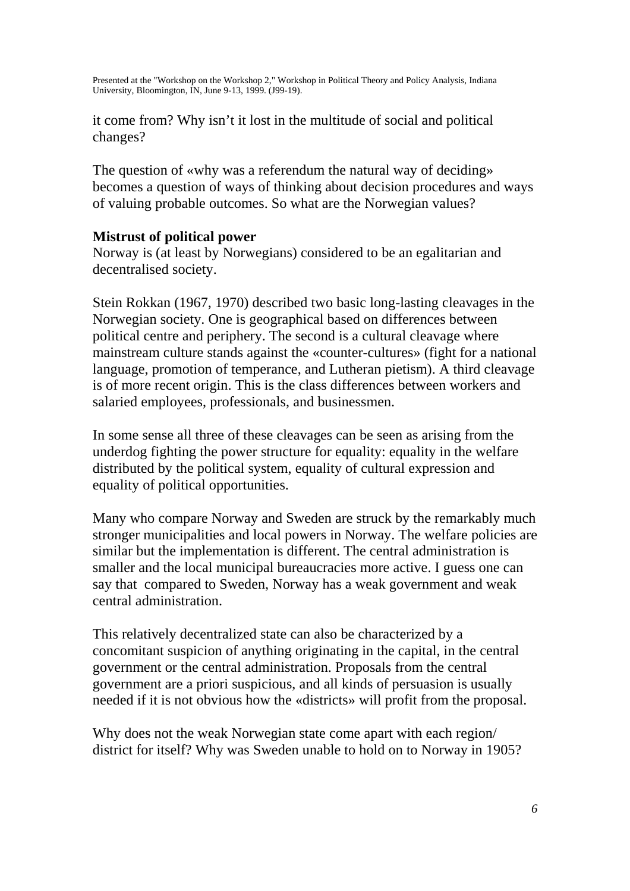it come from? Why isn't it lost in the multitude of social and political changes?

The question of «why was a referendum the natural way of deciding» becomes a question of ways of thinking about decision procedures and ways of valuing probable outcomes. So what are the Norwegian values?

**Mistrust of political power**

Norway is (at least by Norwegians) considered to be an egalitarian and decentralised society.

Stein Rokkan (1967, 1970) described two basic long-lasting cleavages in the Norwegian society. One is geographical based on differences between political centre and periphery. The second is a cultural cleavage where mainstream culture stands against the «counter-cultures» (fight for a national language, promotion of temperance, and Lutheran pietism). A third cleavage is of more recent origin. This is the class differences between workers and salaried employees, professionals, and businessmen.

In some sense all three of these cleavages can be seen as arising from the underdog fighting the power structure for equality: equality in the welfare distributed by the political system, equality of cultural expression and equality of political opportunities.

Many who compare Norway and Sweden are struck by the remarkably much stronger municipalities and local powers in Norway. The welfare policies are similar but the implementation is different. The central administration is smaller and the local municipal bureaucracies more active. I guess one can say that compared to Sweden, Norway has a weak government and weak central administration.

This relatively decentralized state can also be characterized by a concomitant suspicion of anything originating in the capital, in the central government or the central administration. Proposals from the central government are a priori suspicious, and all kinds of persuasion is usually needed if it is not obvious how the «districts» will profit from the proposal.

Why does not the weak Norwegian state come apart with each region/ district for itself? Why was Sweden unable to hold on to Norway in 1905?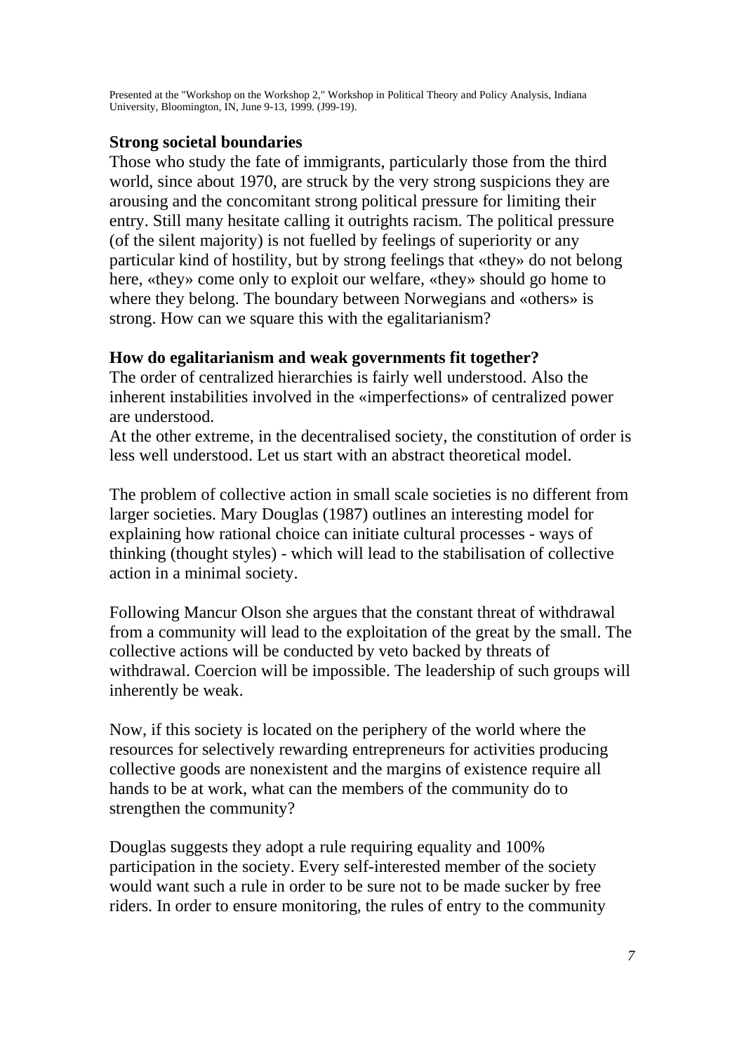## Strong societal boundaries

Those who study the fate of immigrants, particularly those from the third world, since about 1970, are struck by the very strong suspicions they are arousing and the concomitant strong political pressure for limiting their entry. Still many hesitate calling it outrights racism. The political pressure (of the silent majority) is not fuelled by feelings of superiority or any particular kind of hostility, but by strong feelings that «they» do not belong here, «they» come only to exploit our welfare, «they» should go home to where they belong. The boundary between Norwegians and «others» is strong. How can we square this with the egalitarianism?

## How do egalitarianism and weak governments fit together?

The order of centralized hierarchies is fairly well understood. Also the inherent instabilities involved in the «imperfections» of centralized power are understood.
At the other extreme, in the decentralised society, the constitution of order is less well understood. Let us start with an abstract theoretical model.

The problem of collective action in small scale societies is no different from larger societies. Mary Douglas (1987) outlines an interesting model for explaining how rational choice can initiate cultural processes - ways of thinking (thought styles) - which will lead to the stabilisation of collective action in a minimal society.

Following Mancur Olson she argues that the constant threat of withdrawal from a community will lead to the exploitation of the great by the small. The collective actions will be conducted by veto backed by threats of withdrawal. Coercion will be impossible. The leadership of such groups will inherently be weak.

Now, if this society is located on the periphery of the world where the resources for selectively rewarding entrepreneurs for activities producing collective goods are nonexistent and the margins of existence require all hands to be at work, what can the members of the community do to strengthen the community?

Douglas suggests they adopt a rule requiring equality and 100% participation in the society. Every self-interested member of the society would want such a rule in order to be sure not to be made sucker by free riders. In order to ensure monitoring, the rules of entry to the community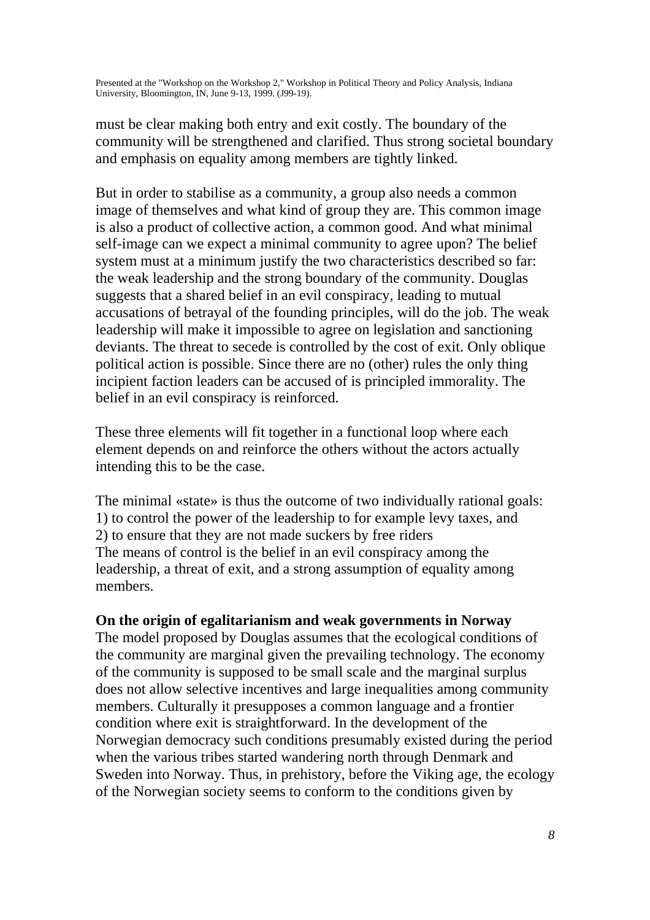must be clear making both entry and exit costly. The boundary of the community will be strengthened and clarified. Thus strong societal boundary and emphasis on equality among members are tightly linked.

But in order to stabilise as a community, a group also needs a common image of themselves and what kind of group they are. This common image is also a product of collective action, a common good. And what minimal self-image can we expect a minimal community to agree upon? The belief system must at a minimum justify the two characteristics described so far: the weak leadership and the strong boundary of the community. Douglas suggests that a shared belief in an evil conspiracy, leading to mutual accusations of betrayal of the founding principles, will do the job. The weak leadership will make it impossible to agree on legislation and sanctioning deviants. The threat to secede is controlled by the cost of exit. Only oblique political action is possible. Since there are no (other) rules the only thing incipient faction leaders can be accused of is principled immorality. The belief in an evil conspiracy is reinforced.

These three elements will fit together in a functional loop where each element depends on and reinforce the others without the actors actually intending this to be the case.

The minimal «state» is thus the outcome of two individually rational goals:
1) to control the power of the leadership to for example levy taxes, and
2) to ensure that they are not made suckers by free riders
The means of control is the belief in an evil conspiracy among the leadership, a threat of exit, and a strong assumption of equality among members.

**On the origin of egalitarianism and weak governments in Norway**

The model proposed by Douglas assumes that the ecological conditions of the community are marginal given the prevailing technology. The economy of the community is supposed to be small scale and the marginal surplus does not allow selective incentives and large inequalities among community members. Culturally it presupposes a common language and a frontier condition where exit is straightforward. In the development of the Norwegian democracy such conditions presumably existed during the period when the various tribes started wandering north through Denmark and Sweden into Norway. Thus, in prehistory, before the Viking age, the ecology of the Norwegian society seems to conform to the conditions given by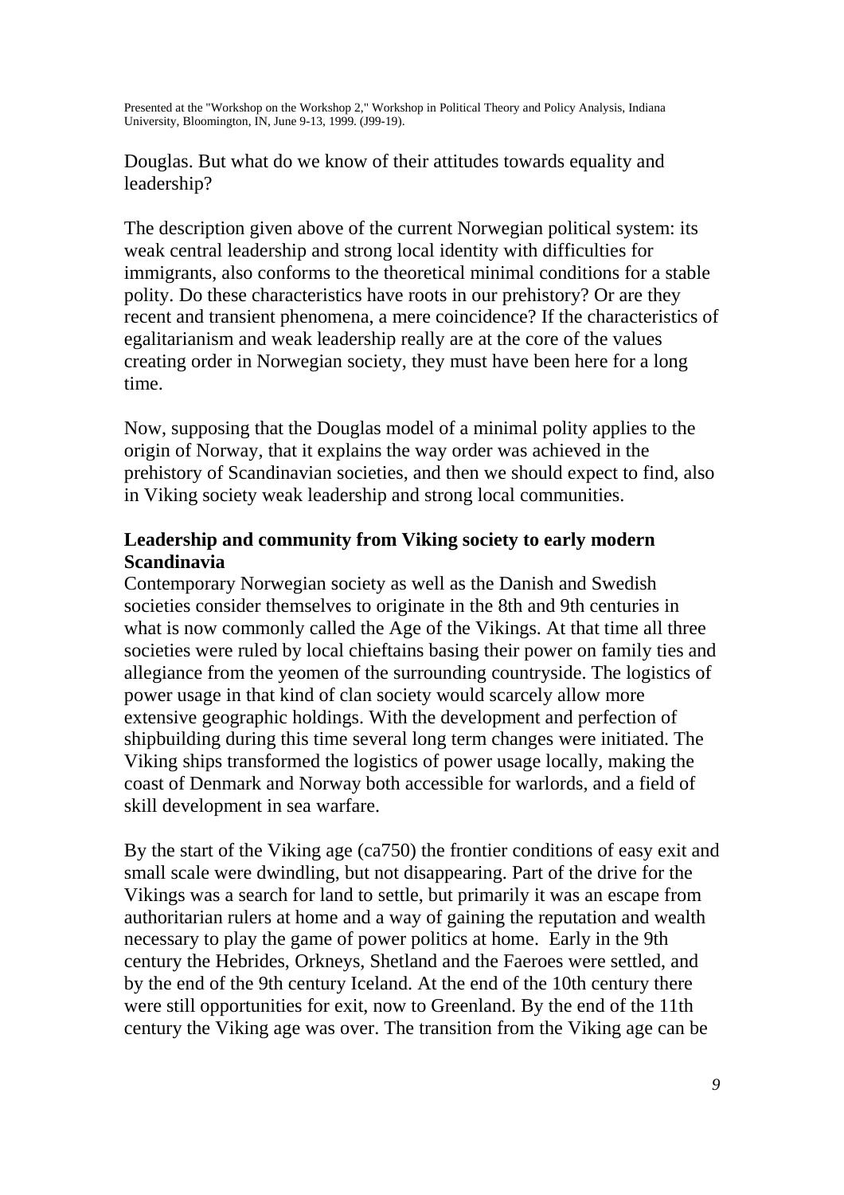Douglas. But what do we know of their attitudes towards equality and leadership?

The description given above of the current Norwegian political system: its weak central leadership and strong local identity with difficulties for immigrants, also conforms to the theoretical minimal conditions for a stable polity. Do these characteristics have roots in our prehistory? Or are they recent and transient phenomena, a mere coincidence? If the characteristics of egalitarianism and weak leadership really are at the core of the values creating order in Norwegian society, they must have been here for a long time.

Now, supposing that the Douglas model of a minimal polity applies to the origin of Norway, that it explains the way order was achieved in the prehistory of Scandinavian societies, and then we should expect to find, also in Viking society weak leadership and strong local communities.

**Leadership and community from Viking society to early modern Scandinavia**

Contemporary Norwegian society as well as the Danish and Swedish societies consider themselves to originate in the 8th and 9th centuries in what is now commonly called the Age of the Vikings. At that time all three societies were ruled by local chieftains basing their power on family ties and allegiance from the yeomen of the surrounding countryside. The logistics of power usage in that kind of clan society would scarcely allow more extensive geographic holdings. With the development and perfection of shipbuilding during this time several long term changes were initiated. The Viking ships transformed the logistics of power usage locally, making the coast of Denmark and Norway both accessible for warlords, and a field of skill development in sea warfare.

By the start of the Viking age (ca750) the frontier conditions of easy exit and small scale were dwindling, but not disappearing. Part of the drive for the Vikings was a search for land to settle, but primarily it was an escape from authoritarian rulers at home and a way of gaining the reputation and wealth necessary to play the game of power politics at home. Early in the 9th century the Hebrides, Orkneys, Shetland and the Faeroes were settled, and by the end of the 9th century Iceland. At the end of the 10th century there were still opportunities for exit, now to Greenland. By the end of the 11th century the Viking age was over. The transition from the Viking age can be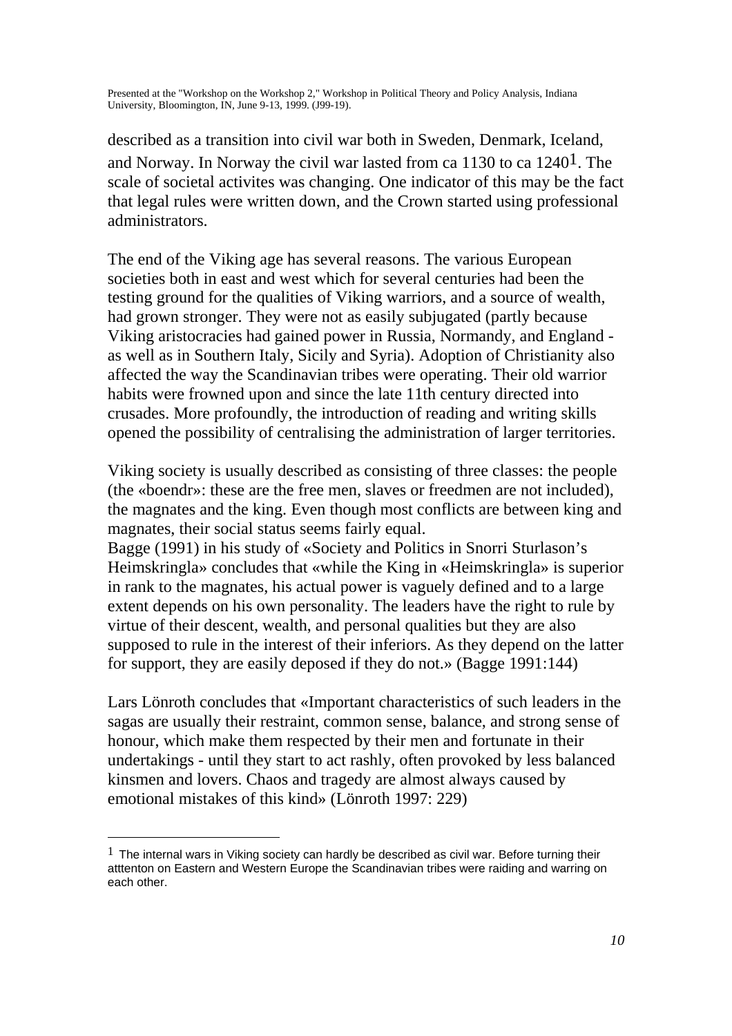described as a transition into civil war both in Sweden, Denmark, Iceland, and Norway. In Norway the civil war lasted from ca 1130 to ca 1240[1]. The scale of societal activites was changing. One indicator of this may be the fact that legal rules were written down, and the Crown started using professional administrators.

The end of the Viking age has several reasons. The various European societies both in east and west which for several centuries had been the testing ground for the qualities of Viking warriors, and a source of wealth, had grown stronger. They were not as easily subjugated (partly because Viking aristocracies had gained power in Russia, Normandy, and England - as well as in Southern Italy, Sicily and Syria). Adoption of Christianity also affected the way the Scandinavian tribes were operating. Their old warrior habits were frowned upon and since the late 11th century directed into crusades. More profoundly, the introduction of reading and writing skills opened the possibility of centralising the administration of larger territories.

Viking society is usually described as consisting of three classes: the people (the «boendr»: these are the free men, slaves or freedmen are not included), the magnates and the king. Even though most conflicts are between king and magnates, their social status seems fairly equal.
Bagge (1991) in his study of «Society and Politics in Snorri Sturlason's Heimskringla» concludes that «while the King in «Heimskringla» is superior in rank to the magnates, his actual power is vaguely defined and to a large extent depends on his own personality. The leaders have the right to rule by virtue of their descent, wealth, and personal qualities but they are also supposed to rule in the interest of their inferiors. As they depend on the latter for support, they are easily deposed if they do not.» (Bagge 1991:144)

Lars Lönroth concludes that «Important characteristics of such leaders in the sagas are usually their restraint, common sense, balance, and strong sense of honour, which make them respected by their men and fortunate in their undertakings - until they start to act rashly, often provoked by less balanced kinsmen and lovers. Chaos and tragedy are almost always caused by emotional mistakes of this kind» (Lönroth 1997: 229)

---

[1] The internal wars in Viking society can hardly be described as civil war. Before turning their atttenton on Eastern and Western Europe the Scandinavian tribes were raiding and warring on each other.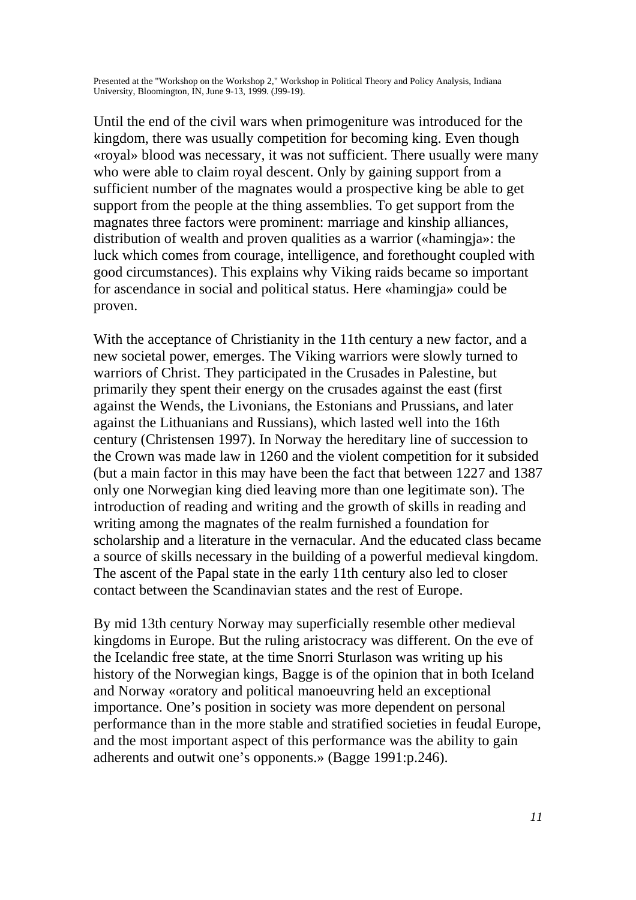Until the end of the civil wars when primogeniture was introduced for the kingdom, there was usually competition for becoming king. Even though «royal» blood was necessary, it was not sufficient. There usually were many who were able to claim royal descent. Only by gaining support from a sufficient number of the magnates would a prospective king be able to get support from the people at the thing assemblies. To get support from the magnates three factors were prominent: marriage and kinship alliances, distribution of wealth and proven qualities as a warrior («hamingja»: the luck which comes from courage, intelligence, and forethought coupled with good circumstances). This explains why Viking raids became so important for ascendance in social and political status. Here «hamingja» could be proven.

With the acceptance of Christianity in the 11th century a new factor, and a new societal power, emerges. The Viking warriors were slowly turned to warriors of Christ. They participated in the Crusades in Palestine, but primarily they spent their energy on the crusades against the east (first against the Wends, the Livonians, the Estonians and Prussians, and later against the Lithuanians and Russians), which lasted well into the 16th century (Christensen 1997). In Norway the hereditary line of succession to the Crown was made law in 1260 and the violent competition for it subsided (but a main factor in this may have been the fact that between 1227 and 1387 only one Norwegian king died leaving more than one legitimate son). The introduction of reading and writing and the growth of skills in reading and writing among the magnates of the realm furnished a foundation for scholarship and a literature in the vernacular. And the educated class became a source of skills necessary in the building of a powerful medieval kingdom. The ascent of the Papal state in the early 11th century also led to closer contact between the Scandinavian states and the rest of Europe.

By mid 13th century Norway may superficially resemble other medieval kingdoms in Europe. But the ruling aristocracy was different. On the eve of the Icelandic free state, at the time Snorri Sturlason was writing up his history of the Norwegian kings, Bagge is of the opinion that in both Iceland and Norway «oratory and political manoeuvring held an exceptional importance. One's position in society was more dependent on personal performance than in the more stable and stratified societies in feudal Europe, and the most important aspect of this performance was the ability to gain adherents and outwit one's opponents.» (Bagge 1991:p.246).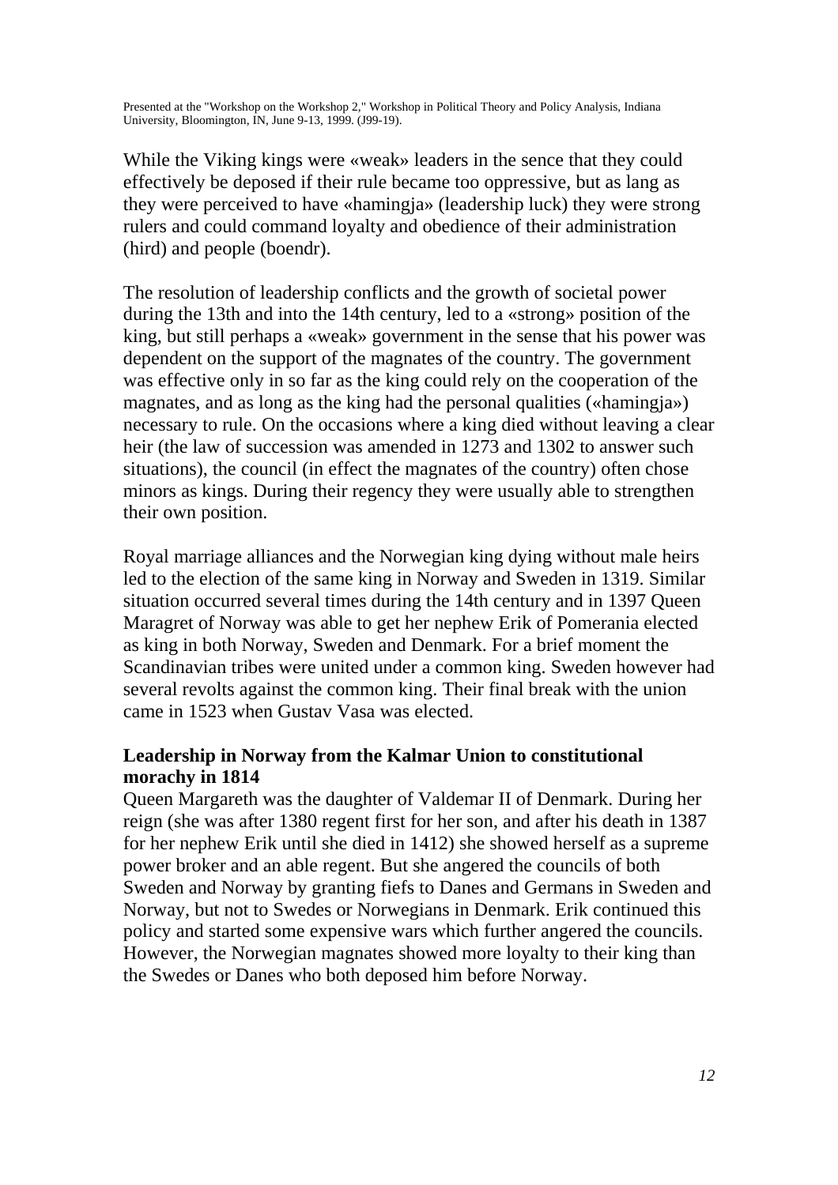While the Viking kings were «weak» leaders in the sence that they could effectively be deposed if their rule became too oppressive, but as lang as they were perceived to have «hamingja» (leadership luck) they were strong rulers and could command loyalty and obedience of their administration (hird) and people (boendr).

The resolution of leadership conflicts and the growth of societal power during the 13th and into the 14th century, led to a «strong» position of the king, but still perhaps a «weak» government in the sense that his power was dependent on the support of the magnates of the country. The government was effective only in so far as the king could rely on the cooperation of the magnates, and as long as the king had the personal qualities («hamingja») necessary to rule. On the occasions where a king died without leaving a clear heir (the law of succession was amended in 1273 and 1302 to answer such situations), the council (in effect the magnates of the country) often chose minors as kings. During their regency they were usually able to strengthen their own position.

Royal marriage alliances and the Norwegian king dying without male heirs led to the election of the same king in Norway and Sweden in 1319. Similar situation occurred several times during the 14th century and in 1397 Queen Maragret of Norway was able to get her nephew Erik of Pomerania elected as king in both Norway, Sweden and Denmark. For a brief moment the Scandinavian tribes were united under a common king. Sweden however had several revolts against the common king. Their final break with the union came in 1523 when Gustav Vasa was elected.

## Leadership in Norway from the Kalmar Union to constitutional morachy in 1814

Queen Margareth was the daughter of Valdemar II of Denmark. During her reign (she was after 1380 regent first for her son, and after his death in 1387 for her nephew Erik until she died in 1412) she showed herself as a supreme power broker and an able regent. But she angered the councils of both Sweden and Norway by granting fiefs to Danes and Germans in Sweden and Norway, but not to Swedes or Norwegians in Denmark. Erik continued this policy and started some expensive wars which further angered the councils. However, the Norwegian magnates showed more loyalty to their king than the Swedes or Danes who both deposed him before Norway.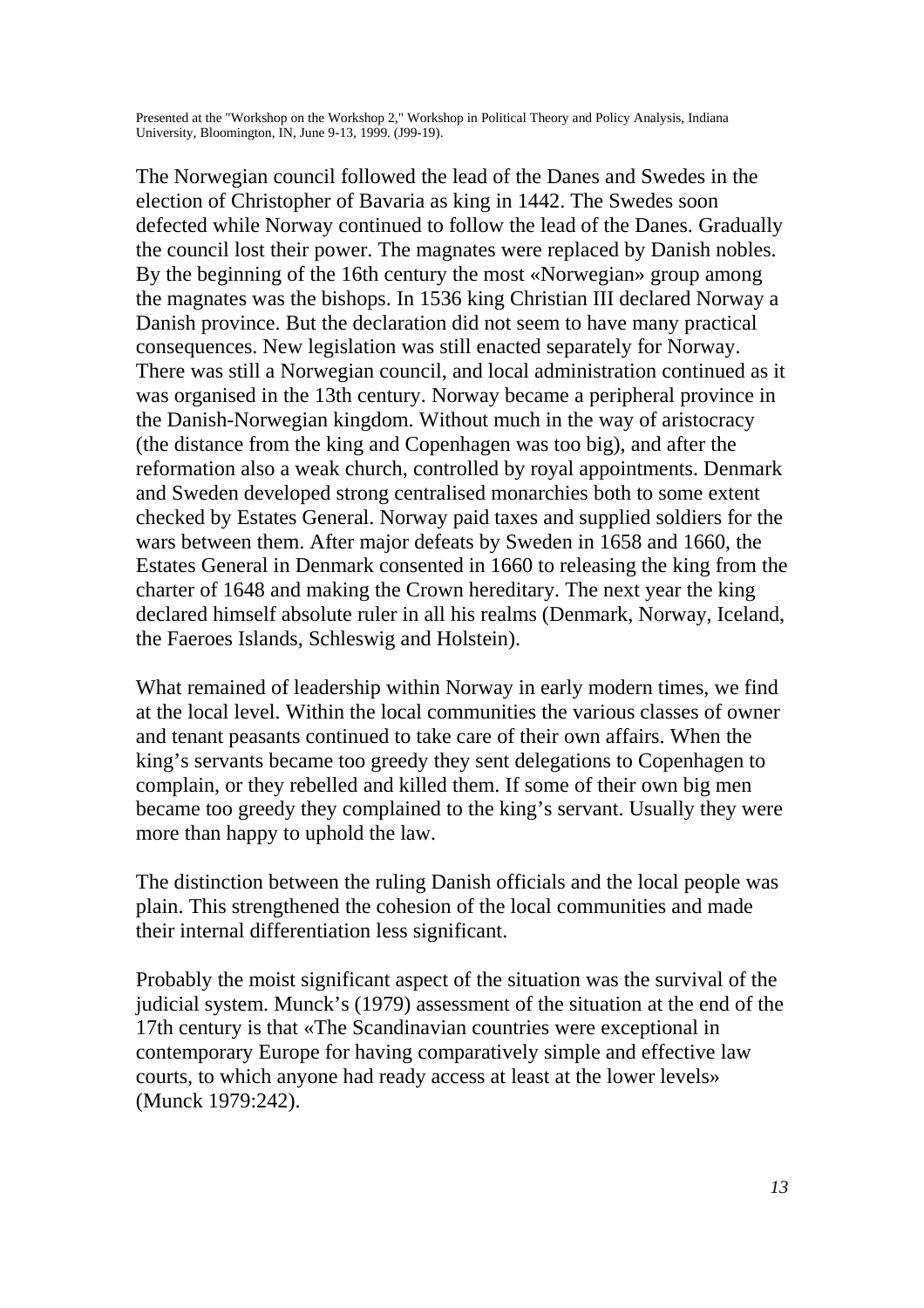The Norwegian council followed the lead of the Danes and Swedes in the election of Christopher of Bavaria as king in 1442. The Swedes soon defected while Norway continued to follow the lead of the Danes. Gradually the council lost their power. The magnates were replaced by Danish nobles. By the beginning of the 16th century the most «Norwegian» group among the magnates was the bishops. In 1536 king Christian III declared Norway a Danish province. But the declaration did not seem to have many practical consequences. New legislation was still enacted separately for Norway. There was still a Norwegian council, and local administration continued as it was organised in the 13th century. Norway became a peripheral province in the Danish-Norwegian kingdom. Without much in the way of aristocracy (the distance from the king and Copenhagen was too big), and after the reformation also a weak church, controlled by royal appointments. Denmark and Sweden developed strong centralised monarchies both to some extent checked by Estates General. Norway paid taxes and supplied soldiers for the wars between them. After major defeats by Sweden in 1658 and 1660, the Estates General in Denmark consented in 1660 to releasing the king from the charter of 1648 and making the Crown hereditary. The next year the king declared himself absolute ruler in all his realms (Denmark, Norway, Iceland, the Faeroes Islands, Schleswig and Holstein).

What remained of leadership within Norway in early modern times, we find at the local level. Within the local communities the various classes of owner and tenant peasants continued to take care of their own affairs. When the king's servants became too greedy they sent delegations to Copenhagen to complain, or they rebelled and killed them. If some of their own big men became too greedy they complained to the king's servant. Usually they were more than happy to uphold the law.

The distinction between the ruling Danish officials and the local people was plain. This strengthened the cohesion of the local communities and made their internal differentiation less significant.

Probably the moist significant aspect of the situation was the survival of the judicial system. Munck's (1979) assessment of the situation at the end of the 17th century is that «The Scandinavian countries were exceptional in contemporary Europe for having comparatively simple and effective law courts, to which anyone had ready access at least at the lower levels» (Munck 1979:242).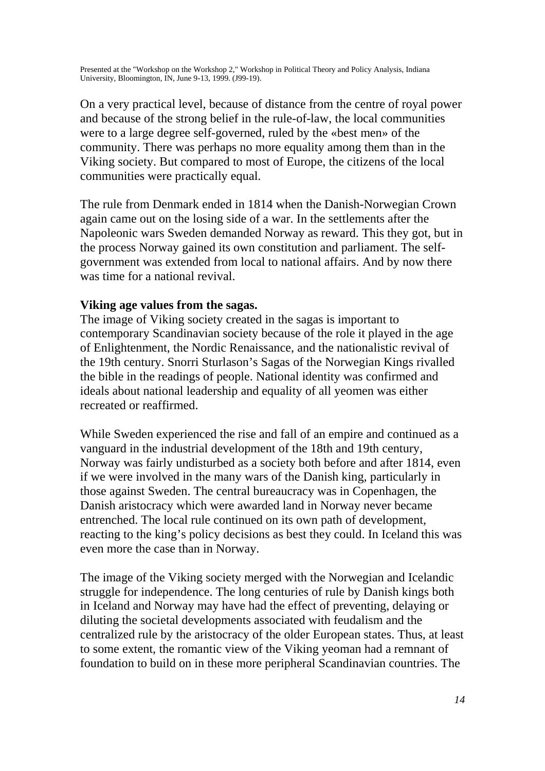On a very practical level, because of distance from the centre of royal power and because of the strong belief in the rule-of-law, the local communities were to a large degree self-governed, ruled by the «best men» of the community. There was perhaps no more equality among them than in the Viking society. But compared to most of Europe, the citizens of the local communities were practically equal.

The rule from Denmark ended in 1814 when the Danish-Norwegian Crown again came out on the losing side of a war. In the settlements after the Napoleonic wars Sweden demanded Norway as reward. This they got, but in the process Norway gained its own constitution and parliament. The self-government was extended from local to national affairs. And by now there was time for a national revival.

**Viking age values from the sagas.**

The image of Viking society created in the sagas is important to contemporary Scandinavian society because of the role it played in the age of Enlightenment, the Nordic Renaissance, and the nationalistic revival of the 19th century. Snorri Sturlason's Sagas of the Norwegian Kings rivalled the bible in the readings of people. National identity was confirmed and ideals about national leadership and equality of all yeomen was either recreated or reaffirmed.

While Sweden experienced the rise and fall of an empire and continued as a vanguard in the industrial development of the 18th and 19th century, Norway was fairly undisturbed as a society both before and after 1814, even if we were involved in the many wars of the Danish king, particularly in those against Sweden. The central bureaucracy was in Copenhagen, the Danish aristocracy which were awarded land in Norway never became entrenched. The local rule continued on its own path of development, reacting to the king's policy decisions as best they could. In Iceland this was even more the case than in Norway.

The image of the Viking society merged with the Norwegian and Icelandic struggle for independence. The long centuries of rule by Danish kings both in Iceland and Norway may have had the effect of preventing, delaying or diluting the societal developments associated with feudalism and the centralized rule by the aristocracy of the older European states. Thus, at least to some extent, the romantic view of the Viking yeoman had a remnant of foundation to build on in these more peripheral Scandinavian countries. The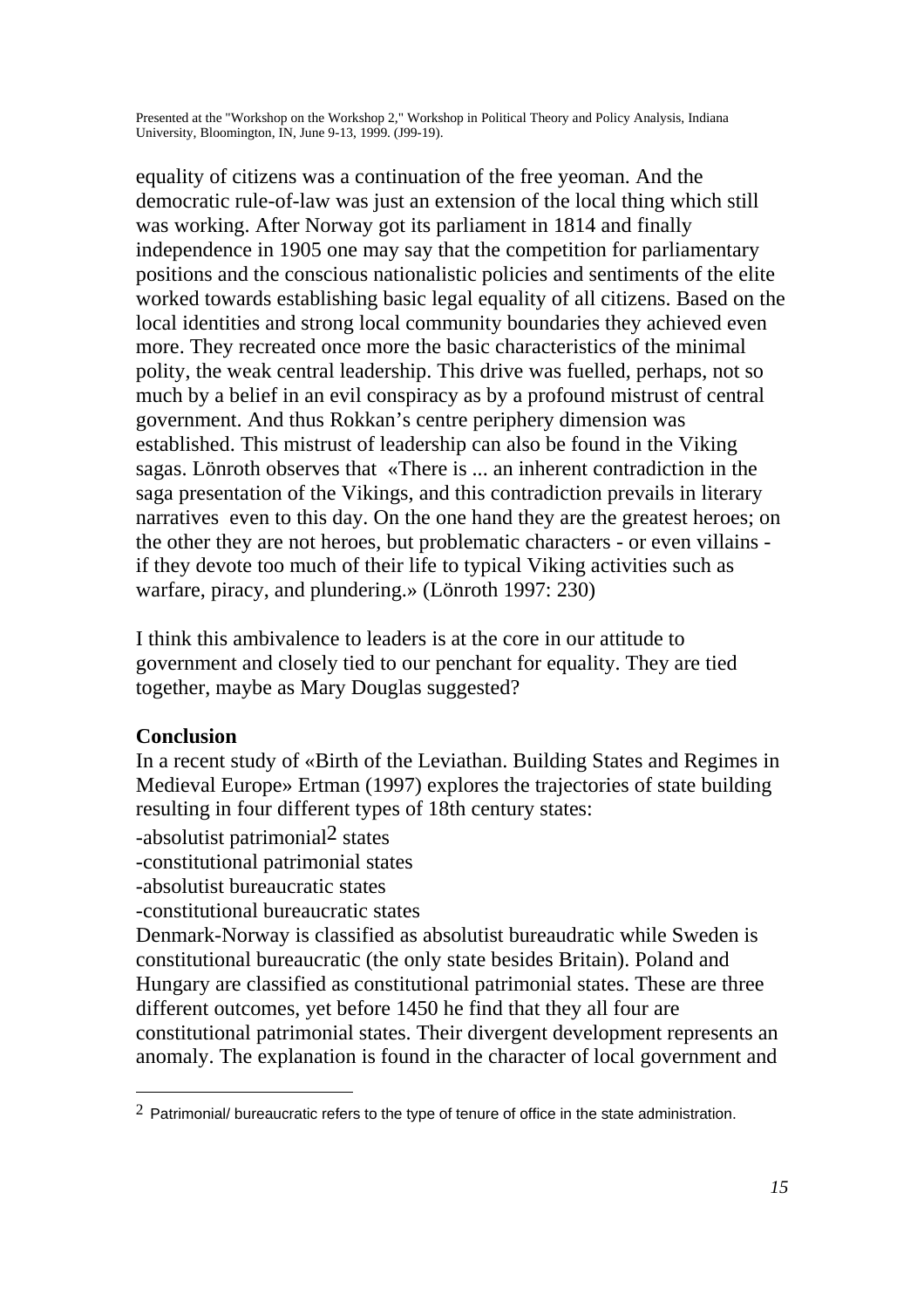equality of citizens was a continuation of the free yeoman. And the democratic rule-of-law was just an extension of the local thing which still was working. After Norway got its parliament in 1814 and finally independence in 1905 one may say that the competition for parliamentary positions and the conscious nationalistic policies and sentiments of the elite worked towards establishing basic legal equality of all citizens. Based on the local identities and strong local community boundaries they achieved even more. They recreated once more the basic characteristics of the minimal polity, the weak central leadership. This drive was fuelled, perhaps, not so much by a belief in an evil conspiracy as by a profound mistrust of central government. And thus Rokkan's centre periphery dimension was established. This mistrust of leadership can also be found in the Viking sagas. Lönroth observes that «There is ... an inherent contradiction in the saga presentation of the Vikings, and this contradiction prevails in literary narratives even to this day. On the one hand they are the greatest heroes; on the other they are not heroes, but problematic characters - or even villains - if they devote too much of their life to typical Viking activities such as warfare, piracy, and plundering.» (Lönroth 1997: 230)

I think this ambivalence to leaders is at the core in our attitude to government and closely tied to our penchant for equality. They are tied together, maybe as Mary Douglas suggested?

**Conclusion**

In a recent study of «Birth of the Leviathan. Building States and Regimes in Medieval Europe» Ertman (1997) explores the trajectories of state building resulting in four different types of 18th century states:

-absolutist patrimonial[2] states
-constitutional patrimonial states
-absolutist bureaucratic states
-constitutional bureaucratic states

Denmark-Norway is classified as absolutist bureaudratic while Sweden is constitutional bureaucratic (the only state besides Britain). Poland and Hungary are classified as constitutional patrimonial states. These are three different outcomes, yet before 1450 he find that they all four are constitutional patrimonial states. Their divergent development represents an anomaly. The explanation is found in the character of local government and

[2] Patrimonial/ bureaucratic refers to the type of tenure of office in the state administration.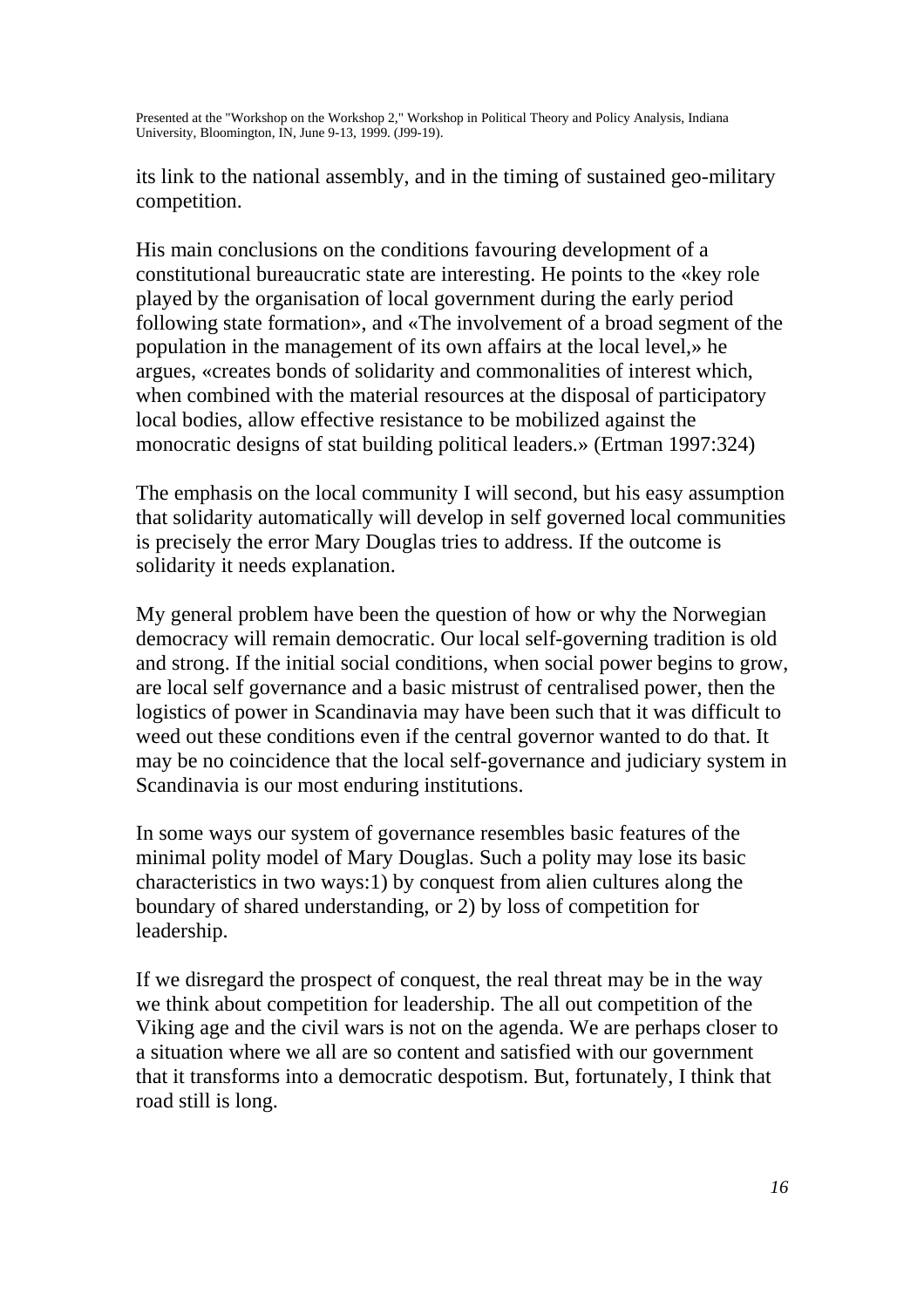its link to the national assembly, and in the timing of sustained geo-military competition.

His main conclusions on the conditions favouring development of a constitutional bureaucratic state are interesting. He points to the «key role played by the organisation of local government during the early period following state formation», and «The involvement of a broad segment of the population in the management of its own affairs at the local level,» he argues, «creates bonds of solidarity and commonalities of interest which, when combined with the material resources at the disposal of participatory local bodies, allow effective resistance to be mobilized against the monocratic designs of stat building political leaders.» (Ertman 1997:324)

The emphasis on the local community I will second, but his easy assumption that solidarity automatically will develop in self governed local communities is precisely the error Mary Douglas tries to address. If the outcome is solidarity it needs explanation.

My general problem have been the question of how or why the Norwegian democracy will remain democratic. Our local self-governing tradition is old and strong. If the initial social conditions, when social power begins to grow, are local self governance and a basic mistrust of centralised power, then the logistics of power in Scandinavia may have been such that it was difficult to weed out these conditions even if the central governor wanted to do that. It may be no coincidence that the local self-governance and judiciary system in Scandinavia is our most enduring institutions.

In some ways our system of governance resembles basic features of the minimal polity model of Mary Douglas. Such a polity may lose its basic characteristics in two ways:1) by conquest from alien cultures along the boundary of shared understanding, or 2) by loss of competition for leadership.

If we disregard the prospect of conquest, the real threat may be in the way we think about competition for leadership. The all out competition of the Viking age and the civil wars is not on the agenda. We are perhaps closer to a situation where we all are so content and satisfied with our government that it transforms into a democratic despotism. But, fortunately, I think that road still is long.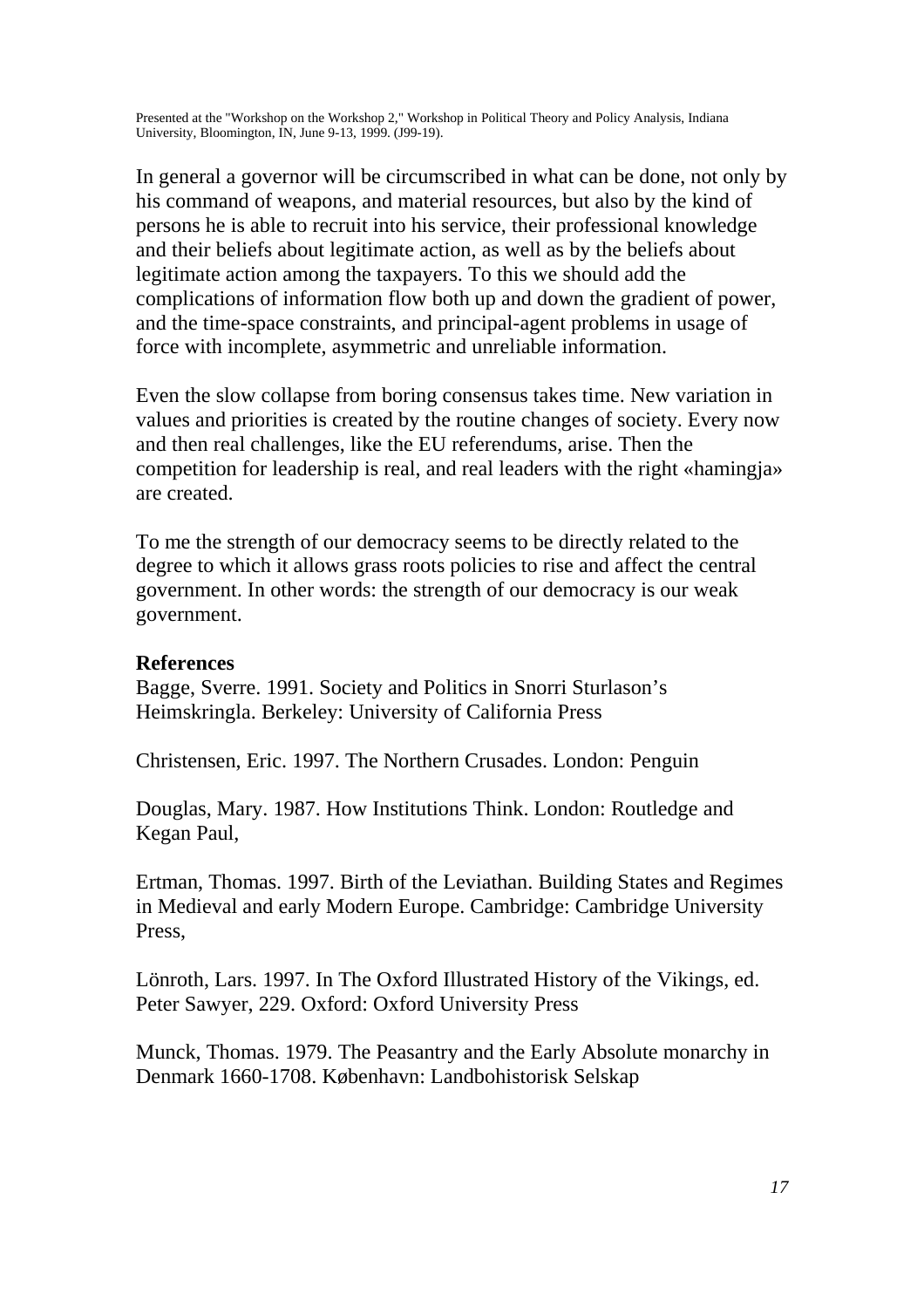In general a governor will be circumscribed in what can be done, not only by his command of weapons, and material resources, but also by the kind of persons he is able to recruit into his service, their professional knowledge and their beliefs about legitimate action, as well as by the beliefs about legitimate action among the taxpayers. To this we should add the complications of information flow both up and down the gradient of power, and the time-space constraints, and principal-agent problems in usage of force with incomplete, asymmetric and unreliable information.

Even the slow collapse from boring consensus takes time. New variation in values and priorities is created by the routine changes of society. Every now and then real challenges, like the EU referendums, arise. Then the competition for leadership is real, and real leaders with the right «hamingja» are created.

To me the strength of our democracy seems to be directly related to the degree to which it allows grass roots policies to rise and affect the central government. In other words: the strength of our democracy is our weak government.

**References**

Bagge, Sverre. 1991. Society and Politics in Snorri Sturlason's Heimskringla. Berkeley: University of California Press

Christensen, Eric. 1997. The Northern Crusades. London: Penguin

Douglas, Mary. 1987. How Institutions Think. London: Routledge and Kegan Paul,

Ertman, Thomas. 1997. Birth of the Leviathan. Building States and Regimes in Medieval and early Modern Europe. Cambridge: Cambridge University Press,

Lönroth, Lars. 1997. In The Oxford Illustrated History of the Vikings, ed. Peter Sawyer, 229. Oxford: Oxford University Press

Munck, Thomas. 1979. The Peasantry and the Early Absolute monarchy in Denmark 1660-1708. København: Landbohistorisk Selskap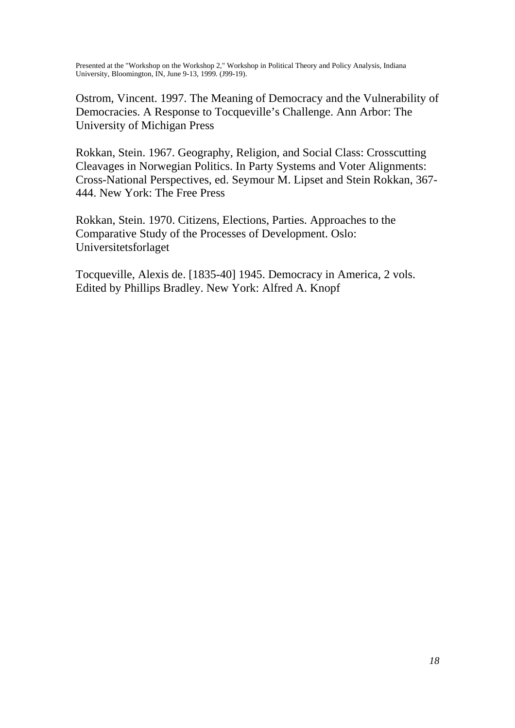Ostrom, Vincent. 1997. The Meaning of Democracy and the Vulnerability of Democracies. A Response to Tocqueville's Challenge. Ann Arbor: The University of Michigan Press

Rokkan, Stein. 1967. Geography, Religion, and Social Class: Crosscutting Cleavages in Norwegian Politics. In Party Systems and Voter Alignments: Cross-National Perspectives, ed. Seymour M. Lipset and Stein Rokkan, 367-444. New York: The Free Press

Rokkan, Stein. 1970. Citizens, Elections, Parties. Approaches to the Comparative Study of the Processes of Development. Oslo: Universitetsforlaget

Tocqueville, Alexis de. [1835-40] 1945. Democracy in America, 2 vols. Edited by Phillips Bradley. New York: Alfred A. Knopf